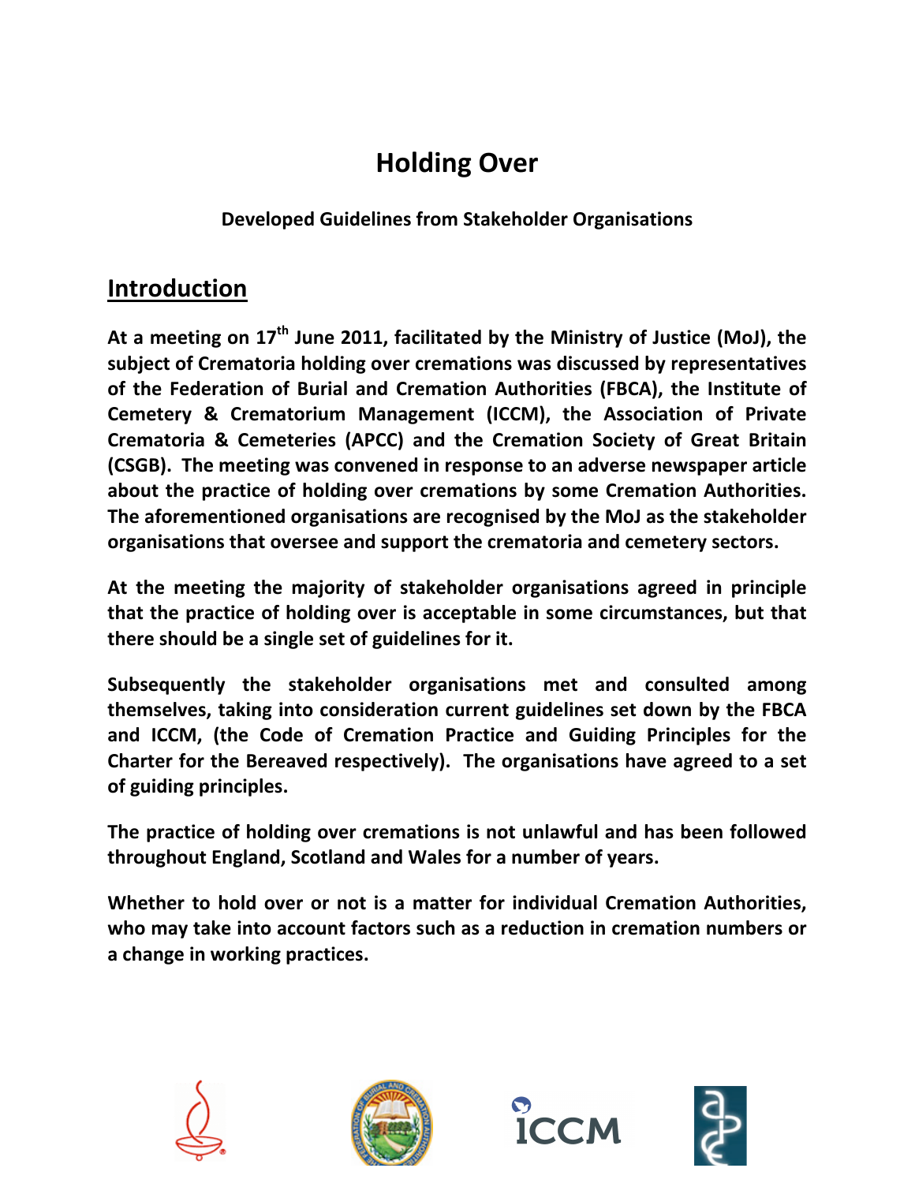# Holding Over

### Developed Guidelines from Stakeholder Organisations

## Introduction

**At a meeting on 17th June 2011, facilitated by the Ministry of Justice (MoJ), the subject of Crematoria holding over cremations was discussed by representatives of the Federation of Burial and Cremation Authorities (FBCA), the Institute of Cemetery & Crematorium Management (ICCM), the Association of Private Crematoria & Cemeteries (APCC) and the Cremation Society of Great Britain (CSGB). The meeting was convened in response to an adverse newspaper article about the practice of holding over cremations by some Cremation Authorities. The aforementioned organisations are recognised by the MoJ as the stakeholder organisations that oversee and support the crematoria and cemetery sectors.**

**At the meeting the majority of stakeholder organisations agreed in principle that the practice of holding over is acceptable in some circumstances, but that there should be a single set of guidelines for it.**

**Subsequently the stakeholder organisations met and consulted among themselves, taking into consideration current guidelines set down by the FBCA and ICCM, (the Code of Cremation Practice and Guiding Principles for the Charter for the Bereaved respectively). The organisations have agreed to a set of guiding principles.**

**The practice of holding over cremations is not unlawful and has been followed throughout England, Scotland and Wales for a number of years.**

**Whether to hold over or not is a matter for individual Cremation Authorities, who may take into account factors such as a reduction in cremation numbers or a change in working practices.**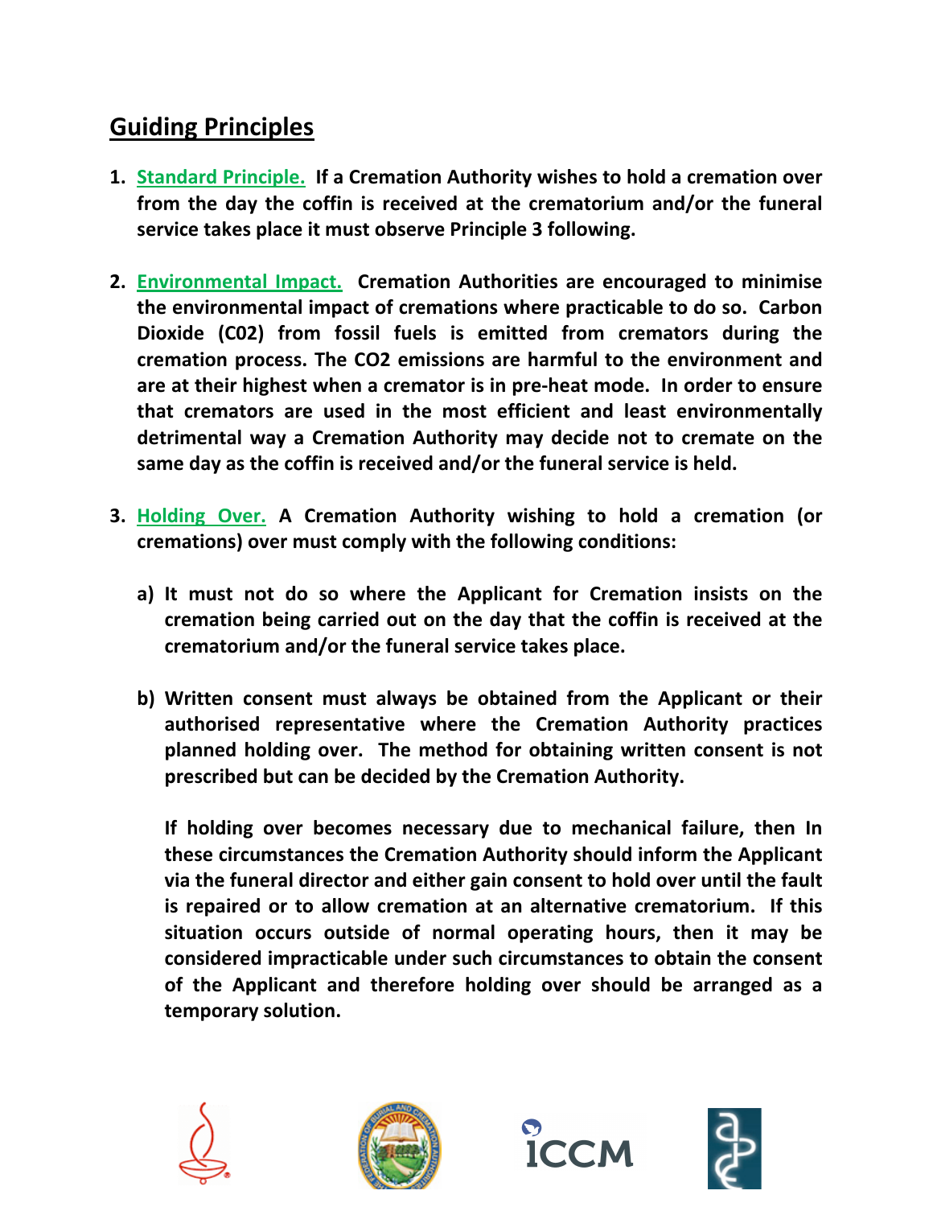## Guiding Principles

1. **Standard Principle. If a Cremation Authority wishes to hold a cremation over from the day the coffin is received at the crematorium and/or the funeral service takes place it must observe Principle 3 following.**

2. **Environmental Impact. Cremation Authorities are encouraged to minimise the environmental impact of cremations where practicable to do so. Carbon Dioxide (C02) from fossil fuels is emitted from cremators during the cremation process. The $CO_2$ emissions are harmful to the environment and are at their highest when a cremator is in pre-heat mode. In order to ensure that cremators are used in the most efficient and least environmentally detrimental way a Cremation Authority may decide not to cremate on the same day as the coffin is received and/or the funeral service is held.**

3. **Holding Over. A Cremation Authority wishing to hold a cremation (or cremations) over must comply with the following conditions:**

   a) **It must not do so where the Applicant for Cremation insists on the cremation being carried out on the day that the coffin is received at the crematorium and/or the funeral service takes place.**

   b) **Written consent must always be obtained from the Applicant or their authorised representative where the Cremation Authority practices planned holding over. The method for obtaining written consent is not prescribed but can be decided by the Cremation Authority.**

      **If holding over becomes necessary due to mechanical failure, then In these circumstances the Cremation Authority should inform the Applicant via the funeral director and either gain consent to hold over until the fault is repaired or to allow cremation at an alternative crematorium. If this situation occurs outside of normal operating hours, then it may be considered impracticable under such circumstances to obtain the consent of the Applicant and therefore holding over should be arranged as a temporary solution.**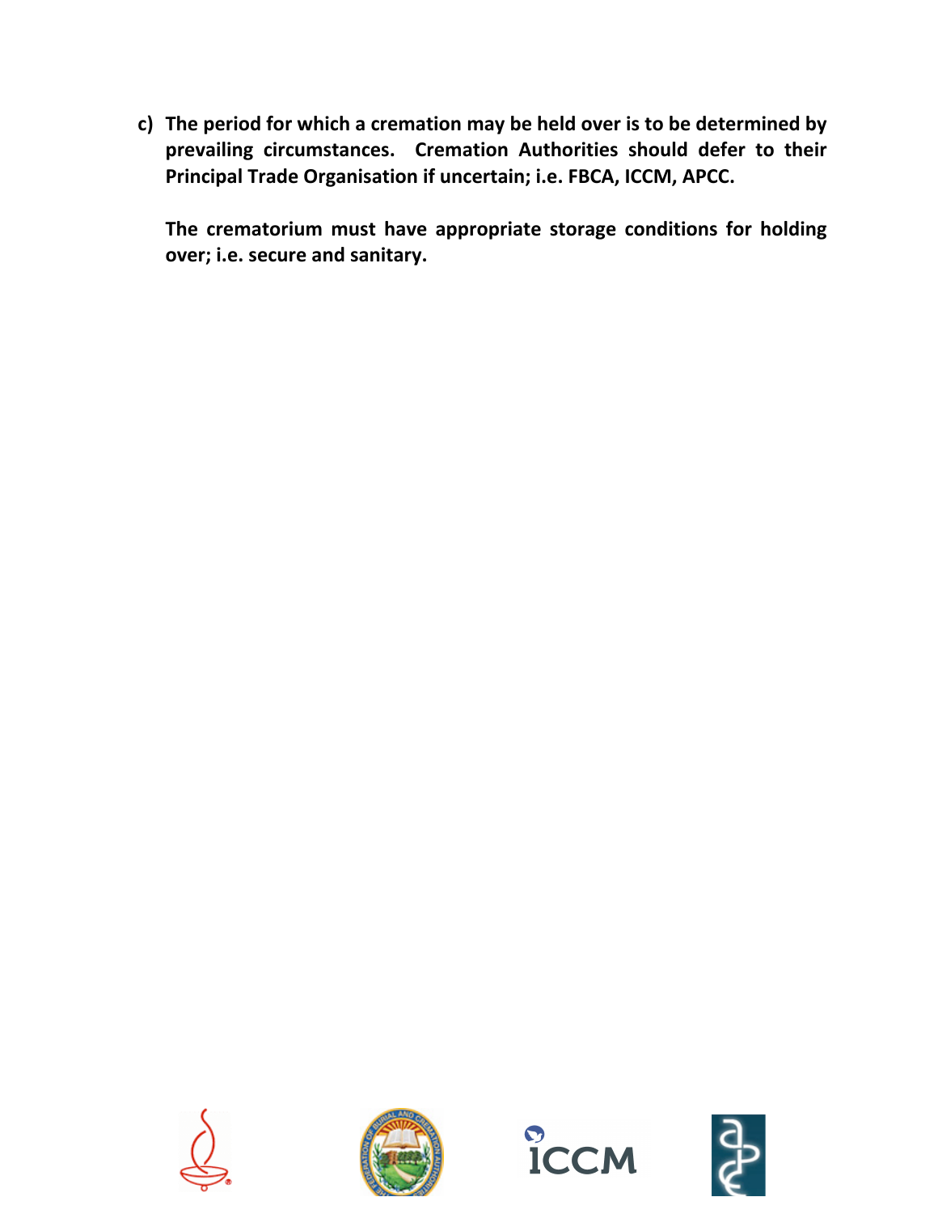**c) The period for which a cremation may be held over is to be determined by prevailing circumstances. Cremation Authorities should defer to their Principal Trade Organisation if uncertain; i.e. FBCA, ICCM, APCC.**

**The crematorium must have appropriate storage conditions for holding over; i.e. secure and sanitary.**